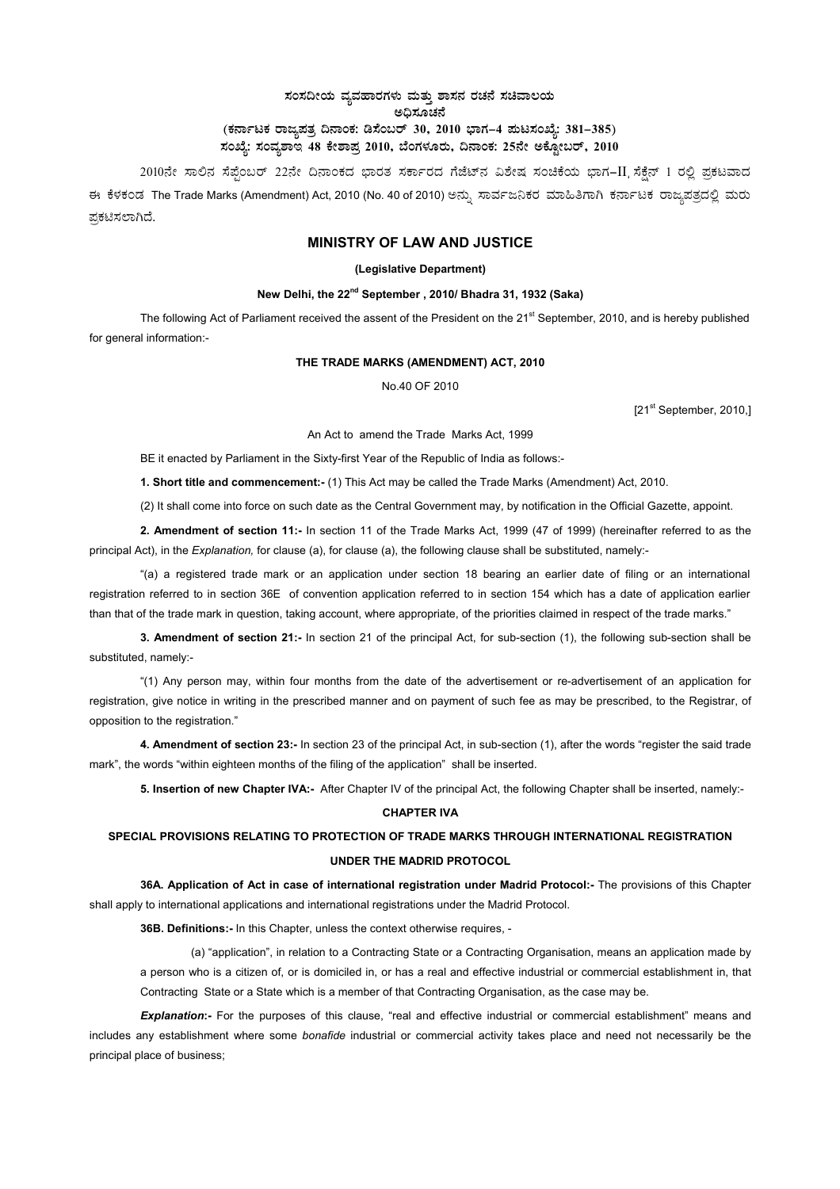**ಸಂಸದೀಯ ವ್ಯವಹಾರಗಳು ಮತ್ತು ಶಾಸನ ರಚನೆ ಸಚಿವಾಲಯ**

**ಅಧಿಸೂಚನೆ**

**(ಕರ್ನಾಟಕ ರಾಜ್ಯಪತ್ರ ದಿನಾಂಕ: ಡಿಸೆಂಬರ್ 30, 2010 ಭಾಗ–4 ಪುಟಸಂಖ್ಯೆ: 381–385)**

**ಸಂಖ್ಯೆ: ಸಂವ್ಯಶಾಇ 48 ಕೇಶಾಪ್ರ 2010, ಬೆಂಗಳೂರು, ದಿನಾಂಕ: 25ನೇ ಅಕ್ಟೋಬರ್, 2010**

2010ನೇ ಸಾಲಿನ ಸೆಪ್ಟೆಂಬರ್ 22ನೇ ದಿನಾಂಕದ ಭಾರತ ಸರ್ಕಾರದ ಗೆಜೆಟ್‌ನ ವಿಶೇಷ ಸಂಚಿಕೆಯ ಭಾಗ–II ಸೆಕ್ಷನ್ 1 ರಲ್ಲಿ ಪ್ರಕಟವಾದ ಈ ಕೆಳಕಂಡ The Trade Marks (Amendment) Act, 2010 (No. 40 of 2010) ಅನ್ನು ಸಾರ್ವಜನಿಕರ ಮಾಹಿತಿಗಾಗಿ ಕರ್ನಾಟಕ ರಾಜ್ಯಪತ್ರದಲ್ಲಿ ಮರು ಪ್ರಕಟಿಸಲಾಗಿದೆ.

## MINISTRY OF LAW AND JUSTICE

**(Legislative Department)**

**New Delhi, the 22nd September , 2010/ Bhadra 31, 1932 (Saka)**

The following Act of Parliament received the assent of the President on the 21st September, 2010, and is hereby published for general information:-

### THE TRADE MARKS (AMENDMENT) ACT, 2010

No.40 OF 2010

[21st September, 2010,]

An Act to amend the Trade Marks Act, 1999

BE it enacted by Parliament in the Sixty-first Year of the Republic of India as follows:-

**1. Short title and commencement:-** (1) This Act may be called the Trade Marks (Amendment) Act, 2010.

(2) It shall come into force on such date as the Central Government may, by notification in the Official Gazette, appoint.

**2. Amendment of section 11:-** In section 11 of the Trade Marks Act, 1999 (47 of 1999) (hereinafter referred to as the principal Act), in the *Explanation,* for clause (a), for clause (a), the following clause shall be substituted, namely:-

"(a) a registered trade mark or an application under section 18 bearing an earlier date of filing or an international registration referred to in section 36E of convention application referred to in section 154 which has a date of application earlier than that of the trade mark in question, taking account, where appropriate, of the priorities claimed in respect of the trade marks."

**3. Amendment of section 21:-** In section 21 of the principal Act, for sub-section (1), the following sub-section shall be substituted, namely:-

"(1) Any person may, within four months from the date of the advertisement or re-advertisement of an application for registration, give notice in writing in the prescribed manner and on payment of such fee as may be prescribed, to the Registrar, of opposition to the registration."

**4. Amendment of section 23:-** In section 23 of the principal Act, in sub-section (1), after the words "register the said trade mark", the words "within eighteen months of the filing of the application" shall be inserted.

**5. Insertion of new Chapter IVA:-** After Chapter IV of the principal Act, the following Chapter shall be inserted, namely:-

**CHAPTER IVA**

**SPECIAL PROVISIONS RELATING TO PROTECTION OF TRADE MARKS THROUGH INTERNATIONAL REGISTRATION UNDER THE MADRID PROTOCOL**

**36A. Application of Act in case of international registration under Madrid Protocol:-** The provisions of this Chapter shall apply to international applications and international registrations under the Madrid Protocol.

**36B. Definitions:-** In this Chapter, unless the context otherwise requires, -

(a) "application", in relation to a Contracting State or a Contracting Organisation, means an application made by a person who is a citizen of, or is domiciled in, or has a real and effective industrial or commercial establishment in, that Contracting State or a State which is a member of that Contracting Organisation, as the case may be.

***Explanation*:-** For the purposes of this clause, "real and effective industrial or commercial establishment" means and includes any establishment where some *bonafide* industrial or commercial activity takes place and need not necessarily be the principal place of business;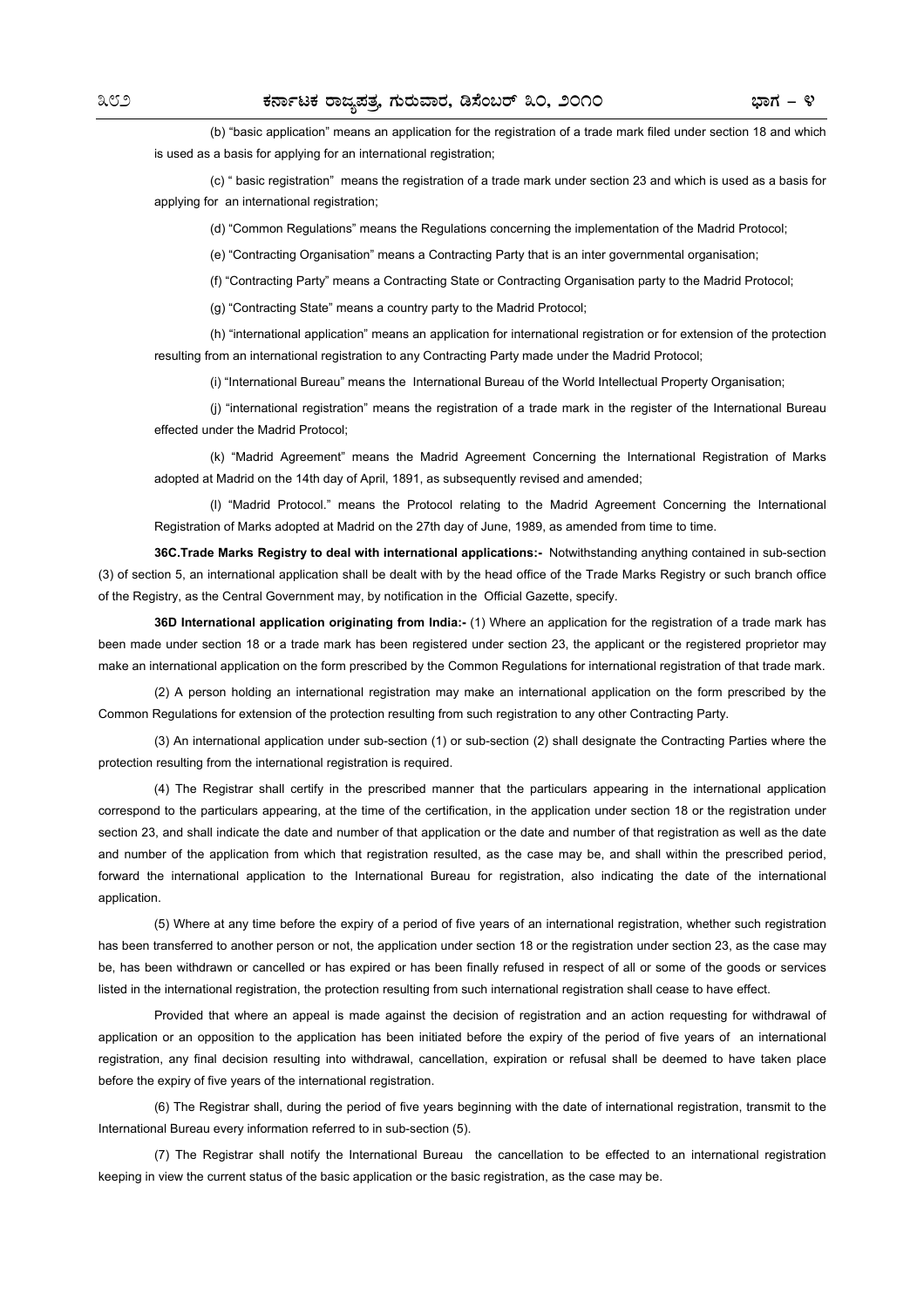(b) "basic application" means an application for the registration of a trade mark filed under section 18 and which is used as a basis for applying for an international registration;

(c) " basic registration" means the registration of a trade mark under section 23 and which is used as a basis for applying for an international registration;

(d) "Common Regulations" means the Regulations concerning the implementation of the Madrid Protocol;

(e) "Contracting Organisation" means a Contracting Party that is an inter governmental organisation;

(f) "Contracting Party" means a Contracting State or Contracting Organisation party to the Madrid Protocol;

(g) "Contracting State" means a country party to the Madrid Protocol;

(h) "international application" means an application for international registration or for extension of the protection resulting from an international registration to any Contracting Party made under the Madrid Protocol;

(i) "International Bureau" means the International Bureau of the World Intellectual Property Organisation;

(j) "international registration" means the registration of a trade mark in the register of the International Bureau effected under the Madrid Protocol;

(k) "Madrid Agreement" means the Madrid Agreement Concerning the International Registration of Marks adopted at Madrid on the 14th day of April, 1891, as subsequently revised and amended;

(l) "Madrid Protocol." means the Protocol relating to the Madrid Agreement Concerning the International Registration of Marks adopted at Madrid on the 27th day of June, 1989, as amended from time to time.

**36C.Trade Marks Registry to deal with international applications:-** Notwithstanding anything contained in sub-section (3) of section 5, an international application shall be dealt with by the head office of the Trade Marks Registry or such branch office of the Registry, as the Central Government may, by notification in the Official Gazette, specify.

**36D International application originating from India:-** (1) Where an application for the registration of a trade mark has been made under section 18 or a trade mark has been registered under section 23, the applicant or the registered proprietor may make an international application on the form prescribed by the Common Regulations for international registration of that trade mark.

(2) A person holding an international registration may make an international application on the form prescribed by the Common Regulations for extension of the protection resulting from such registration to any other Contracting Party.

(3) An international application under sub-section (1) or sub-section (2) shall designate the Contracting Parties where the protection resulting from the international registration is required.

(4) The Registrar shall certify in the prescribed manner that the particulars appearing in the international application correspond to the particulars appearing, at the time of the certification, in the application under section 18 or the registration under section 23, and shall indicate the date and number of that application or the date and number of that registration as well as the date and number of the application from which that registration resulted, as the case may be, and shall within the prescribed period, forward the international application to the International Bureau for registration, also indicating the date of the international application.

(5) Where at any time before the expiry of a period of five years of an international registration, whether such registration has been transferred to another person or not, the application under section 18 or the registration under section 23, as the case may be, has been withdrawn or cancelled or has expired or has been finally refused in respect of all or some of the goods or services listed in the international registration, the protection resulting from such international registration shall cease to have effect.

Provided that where an appeal is made against the decision of registration and an action requesting for withdrawal of application or an opposition to the application has been initiated before the expiry of the period of five years of an international registration, any final decision resulting into withdrawal, cancellation, expiration or refusal shall be deemed to have taken place before the expiry of five years of the international registration.

(6) The Registrar shall, during the period of five years beginning with the date of international registration, transmit to the International Bureau every information referred to in sub-section (5).

(7) The Registrar shall notify the International Bureau the cancellation to be effected to an international registration keeping in view the current status of the basic application or the basic registration, as the case may be.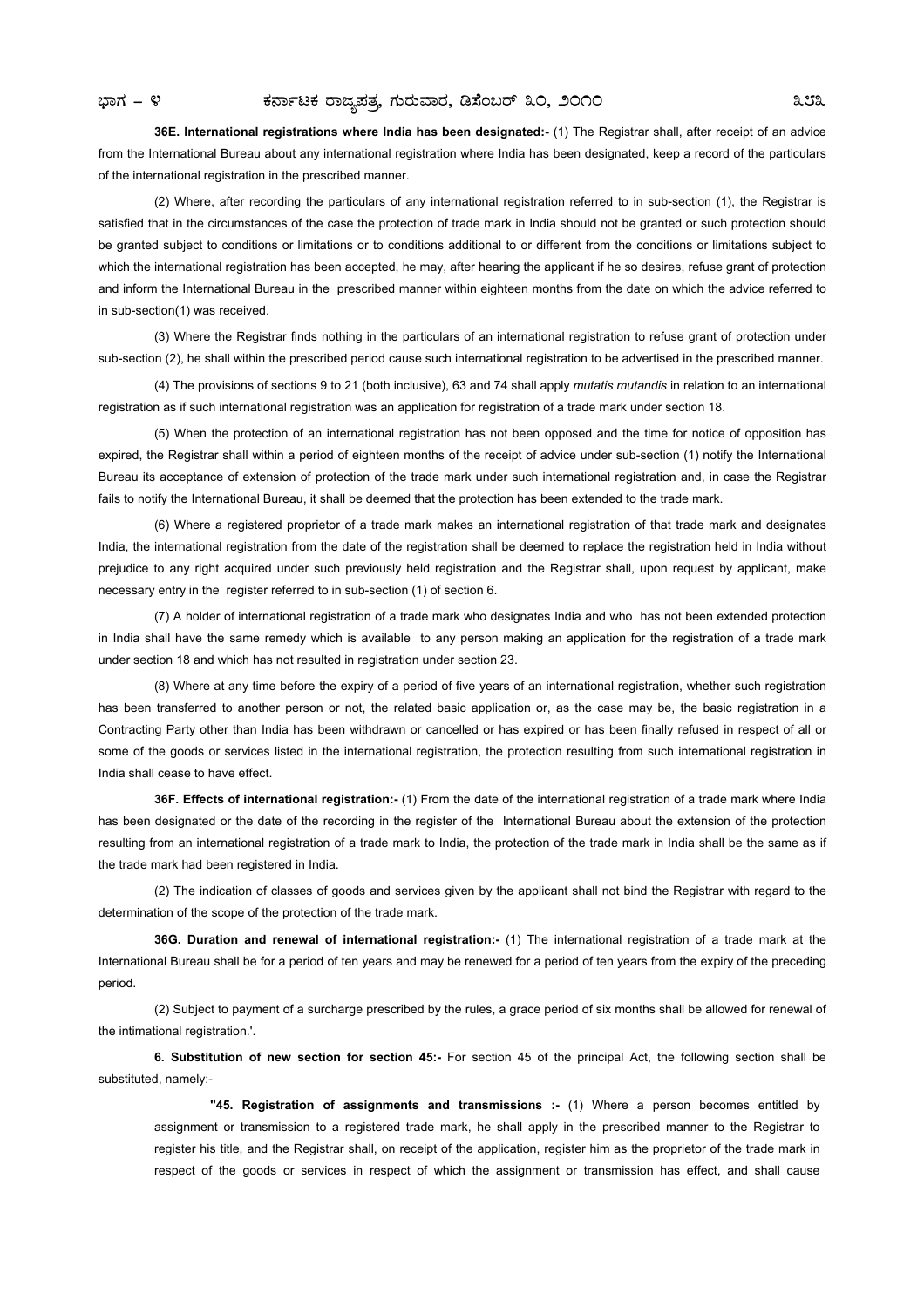**36E. International registrations where India has been designated:-** (1) The Registrar shall, after receipt of an advice from the International Bureau about any international registration where India has been designated, keep a record of the particulars of the international registration in the prescribed manner.

(2) Where, after recording the particulars of any international registration referred to in sub-section (1), the Registrar is satisfied that in the circumstances of the case the protection of trade mark in India should not be granted or such protection should be granted subject to conditions or limitations or to conditions additional to or different from the conditions or limitations subject to which the international registration has been accepted, he may, after hearing the applicant if he so desires, refuse grant of protection and inform the International Bureau in the prescribed manner within eighteen months from the date on which the advice referred to in sub-section(1) was received.

(3) Where the Registrar finds nothing in the particulars of an international registration to refuse grant of protection under sub-section (2), he shall within the prescribed period cause such international registration to be advertised in the prescribed manner.

(4) The provisions of sections 9 to 21 (both inclusive), 63 and 74 shall apply *mutatis mutandis* in relation to an international registration as if such international registration was an application for registration of a trade mark under section 18.

(5) When the protection of an international registration has not been opposed and the time for notice of opposition has expired, the Registrar shall within a period of eighteen months of the receipt of advice under sub-section (1) notify the International Bureau its acceptance of extension of protection of the trade mark under such international registration and, in case the Registrar fails to notify the International Bureau, it shall be deemed that the protection has been extended to the trade mark.

(6) Where a registered proprietor of a trade mark makes an international registration of that trade mark and designates India, the international registration from the date of the registration shall be deemed to replace the registration held in India without prejudice to any right acquired under such previously held registration and the Registrar shall, upon request by applicant, make necessary entry in the register referred to in sub-section (1) of section 6.

(7) A holder of international registration of a trade mark who designates India and who has not been extended protection in India shall have the same remedy which is available to any person making an application for the registration of a trade mark under section 18 and which has not resulted in registration under section 23.

(8) Where at any time before the expiry of a period of five years of an international registration, whether such registration has been transferred to another person or not, the related basic application or, as the case may be, the basic registration in a Contracting Party other than India has been withdrawn or cancelled or has expired or has been finally refused in respect of all or some of the goods or services listed in the international registration, the protection resulting from such international registration in India shall cease to have effect.

**36F. Effects of international registration:-** (1) From the date of the international registration of a trade mark where India has been designated or the date of the recording in the register of the International Bureau about the extension of the protection resulting from an international registration of a trade mark to India, the protection of the trade mark in India shall be the same as if the trade mark had been registered in India.

(2) The indication of classes of goods and services given by the applicant shall not bind the Registrar with regard to the determination of the scope of the protection of the trade mark.

**36G. Duration and renewal of international registration:-** (1) The international registration of a trade mark at the International Bureau shall be for a period of ten years and may be renewed for a period of ten years from the expiry of the preceding period.

(2) Subject to payment of a surcharge prescribed by the rules, a grace period of six months shall be allowed for renewal of the intimational registration.'.

**6. Substitution of new section for section 45:-** For section 45 of the principal Act, the following section shall be substituted, namely:-

> **"45. Registration of assignments and transmissions :-** (1) Where a person becomes entitled by assignment or transmission to a registered trade mark, he shall apply in the prescribed manner to the Registrar to register his title, and the Registrar shall, on receipt of the application, register him as the proprietor of the trade mark in respect of the goods or services in respect of which the assignment or transmission has effect, and shall cause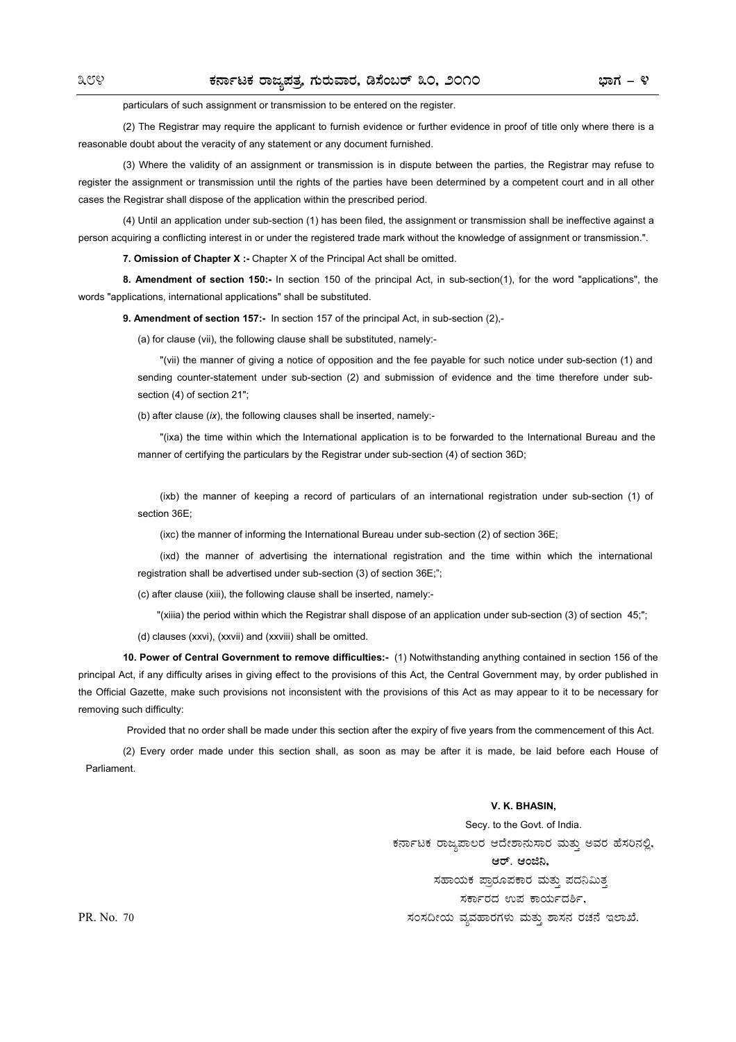particulars of such assignment or transmission to be entered on the register.

(2) The Registrar may require the applicant to furnish evidence or further evidence in proof of title only where there is a reasonable doubt about the veracity of any statement or any document furnished.

(3) Where the validity of an assignment or transmission is in dispute between the parties, the Registrar may refuse to register the assignment or transmission until the rights of the parties have been determined by a competent court and in all other cases the Registrar shall dispose of the application within the prescribed period.

(4) Until an application under sub-section (1) has been filed, the assignment or transmission shall be ineffective against a person acquiring a conflicting interest in or under the registered trade mark without the knowledge of assignment or transmission.".

**7. Omission of Chapter X :-** Chapter X of the Principal Act shall be omitted.

**8. Amendment of section 150:-** In section 150 of the principal Act, in sub-section(1), for the word "applications", the words "applications, international applications" shall be substituted.

**9. Amendment of section 157:-** In section 157 of the principal Act, in sub-section (2),-

(a) for clause (vii), the following clause shall be substituted, namely:-

"(vii) the manner of giving a notice of opposition and the fee payable for such notice under sub-section (1) and sending counter-statement under sub-section (2) and submission of evidence and the time therefore under sub-section (4) of section 21";

(b) after clause (*ix*), the following clauses shall be inserted, namely:-

"(ixa) the time within which the International application is to be forwarded to the International Bureau and the manner of certifying the particulars by the Registrar under sub-section (4) of section 36D;

(ixb) the manner of keeping a record of particulars of an international registration under sub-section (1) of section 36E;

(ixc) the manner of informing the International Bureau under sub-section (2) of section 36E;

(ixd) the manner of advertising the international registration and the time within which the international registration shall be advertised under sub-section (3) of section 36E;";

(c) after clause (xiii), the following clause shall be inserted, namely:-

"(xiiia) the period within which the Registrar shall dispose of an application under sub-section (3) of section 45;";

(d) clauses (xxvi), (xxvii) and (xxviii) shall be omitted.

**10. Power of Central Government to remove difficulties:-** (1) Notwithstanding anything contained in section 156 of the principal Act, if any difficulty arises in giving effect to the provisions of this Act, the Central Government may, by order published in the Official Gazette, make such provisions not inconsistent with the provisions of this Act as may appear to it to be necessary for removing such difficulty:

Provided that no order shall be made under this section after the expiry of five years from the commencement of this Act.

(2) Every order made under this section shall, as soon as may be after it is made, be laid before each House of Parliament.

**V. K. BHASIN,**

Secy. to the Govt. of India.

ಕರ್ನಾಟಕ ರಾಜ್ಯಪಾಲರ ಆದೇಶಾನುಸಾರ ಮತ್ತು ಅವರ ಹೆಸರಿನಲ್ಲಿ,

**ಆರ್. ಆಂಜಿನಿ,**

ಸಹಾಯಕ ಪ್ರಾರೂಪಕಾರ ಮತ್ತು ಪದನಿಮಿತ್ತ

ಸರ್ಕಾರದ ಉಪ ಕಾರ್ಯದರ್ಶಿ,

ಸಂಸದೀಯ ವ್ಯವಹಾರಗಳು ಮತ್ತು ಶಾಸನ ರಚನೆ ಇಲಾಖೆ.

PR. No. 70